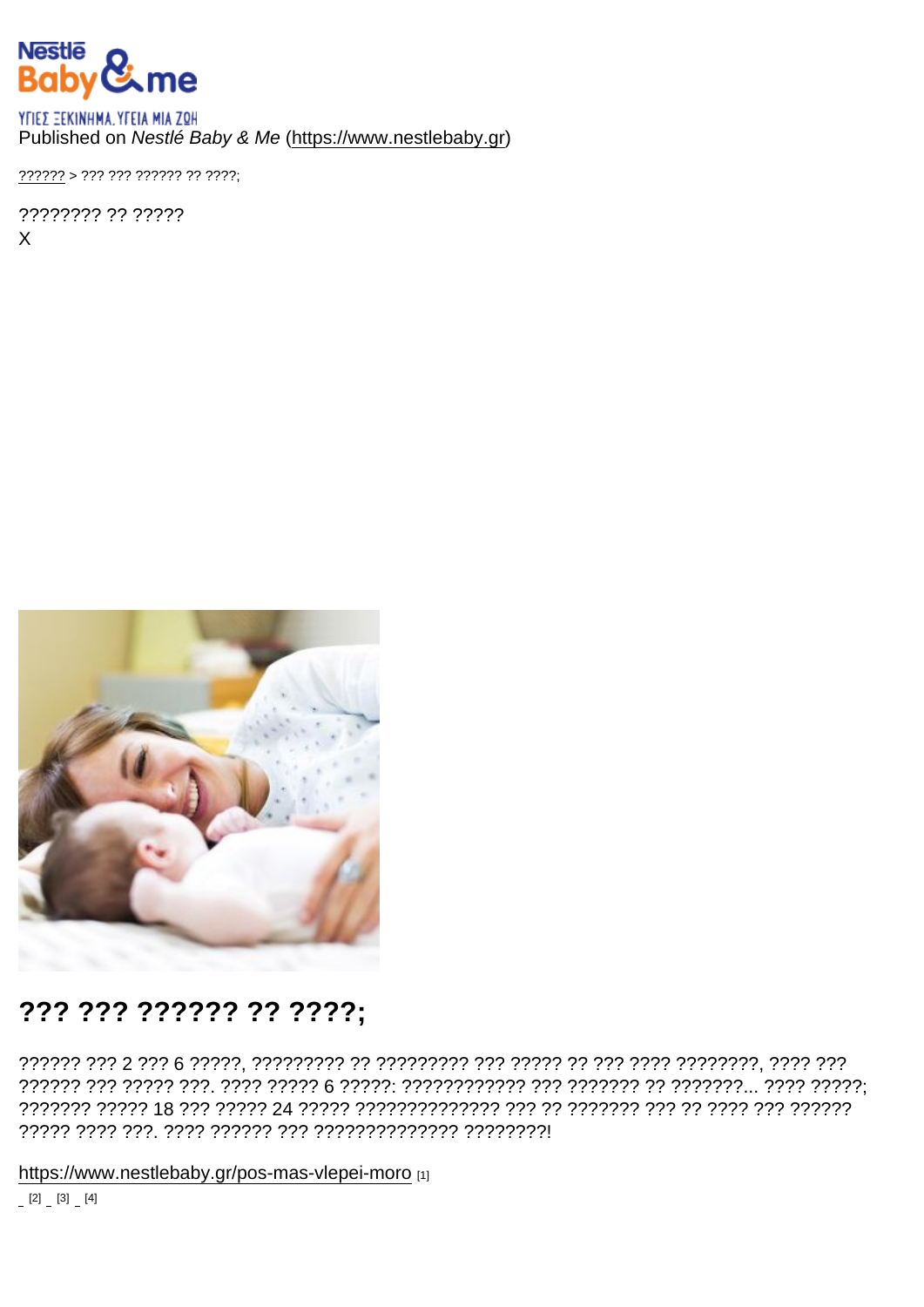ΥΓΙΕΣ ΞΕΚΙΝΗΜΑ. ΥΓΕΙΑ ΜΙΑ ΖΩΗ

Published on *Nestlé Baby & Me* (https://www.nestlebaby.gr)

?????? > ??? ??? ?????? ?? ????;

???????? ?? ?????

X

# ??? ??? ?????? ?? ????;

?????? ??? 2 ??? 6 ?????, ????????? ?? ????????? ??? ????? ?? ??? ???? ????????, ???? ??? ?????? ??? ????? ???. ???? ????? 6 ?????: ???????????? ??? ??????? ?? ???????... ???? ?????; ??????? ????? 18 ??? ????? 24 ????? ?????????????? ??? ?? ??????? ??? ?? ???? ??? ?????? ????? ???? ???. ???? ?????? ??? ?????????????? ????????!

https://www.nestlebaby.gr/pos-mas-vlepei-moro [1]

[2] [3] [4]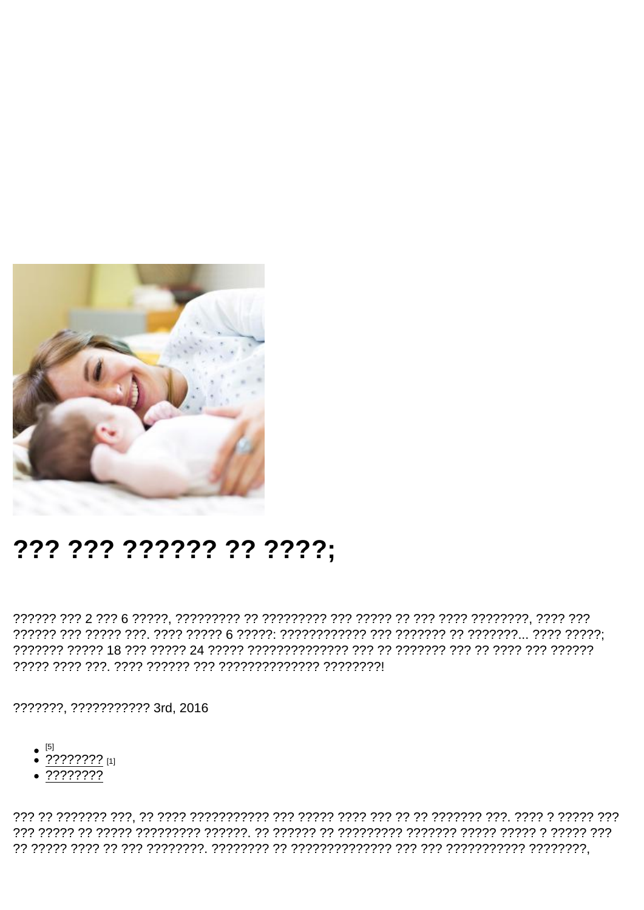# ??? ??? ?????? ?? ????;

?????? ??? 2 ??? 6 ?????, ????????? ?? ????????? ??? ????? ?? ??? ???? ????????, ???? ??? ?????? ??? ????? ???. ???? ????? 6 ?????: ???????????? ??? ??????? ?? ???????... ???? ?????; ??????? ????? 18 ??? ????? 24 ????? ?????????????? ??? ?? ??????? ??? ?? ???? ??? ?????? ????? ???? ???. ???? ?????? ??? ?????????????? ????????!

???????, ??????????? 3rd, 2016

- [5]
- ???????? [1]
- ????????

??? ?? ??????? ???, ?? ???? ??????????? ??? ????? ???? ??? ?? ?? ??????? ???. ???? ? ????? ??? ??? ????? ?? ????? ????????? ??????. ?? ?????? ?? ????????? ??????? ????? ????? ? ????? ??? ?? ????? ???? ?? ??? ????????. ???????? ?? ?????????????? ??? ??? ??????????? ????????,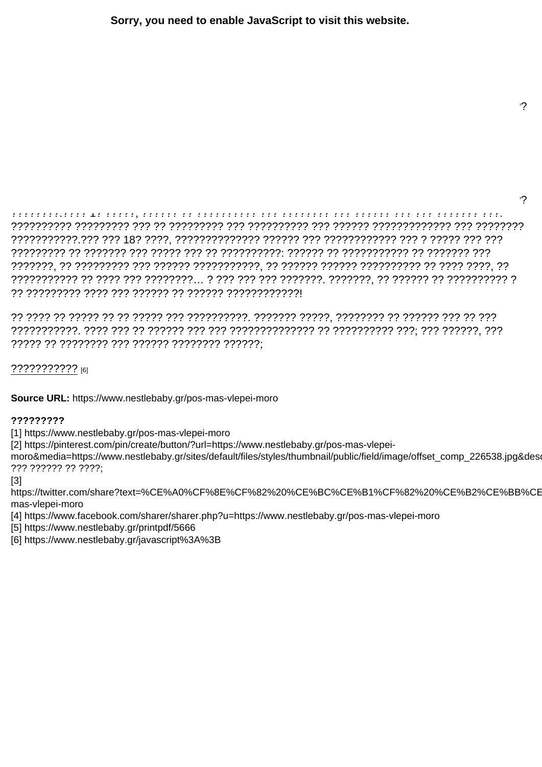Sorry, you need to enable JavaScript to visit this website.

'?

'?

????????.???? 1? ?????, ?????? ?? ?????????? ??? ????????? ??? ?????? ??? ??? ??????? ???.
?????????? ????????? ??? ?? ????????? ??? ?????????? ??? ?????? ????????????? ??? ????????
???????????.??? ??? 18? ????, ?????????????? ?????? ??? ???????????? ??? ? ????? ??? ???
????????? ?? ??????? ??? ????? ??? ?? ??????????: ?????? ?? ??????????? ?? ??????? ???
???????, ?? ????????? ??? ?????? ???????????, ?? ?????? ?????? ?????????? ?? ???? ????, ??
??????????? ?? ???? ??? ????????… ? ??? ??? ??? ???????. ???????, ?? ?????? ?? ?????????? ?
?? ????????? ???? ??? ?????? ?? ?????? ????????????!

?? ???? ?? ????? ?? ?? ????? ??? ??????????. ??????? ?????, ???????? ?? ?????? ??? ?? ???
???????????. ???? ??? ?? ?????? ??? ??? ?????????????? ?? ?????????? ???; ??? ??????, ???
????? ?? ???????? ??? ?????? ???????? ??????;

??????????? [6]

**Source URL:** https://www.nestlebaby.gr/pos-mas-vlepei-moro

**?????????**

[1] https://www.nestlebaby.gr/pos-mas-vlepei-moro
[2] https://pinterest.com/pin/create/button/?url=https://www.nestlebaby.gr/pos-mas-vlepei-moro&media=https://www.nestlebaby.gr/sites/default/files/styles/thumbnail/public/field/image/offset_comp_226538.jpg&desc
??? ?????? ?? ????;
[3] https://twitter.com/share?text=%CE%A0%CF%8E%CF%82%20%CE%BC%CE%B1%CF%82%20%CE%B2%CE%BB%CE
mas-vlepei-moro
[4] https://www.facebook.com/sharer/sharer.php?u=https://www.nestlebaby.gr/pos-mas-vlepei-moro
[5] https://www.nestlebaby.gr/printpdf/5666
[6] https://www.nestlebaby.gr/javascript%3A%3B